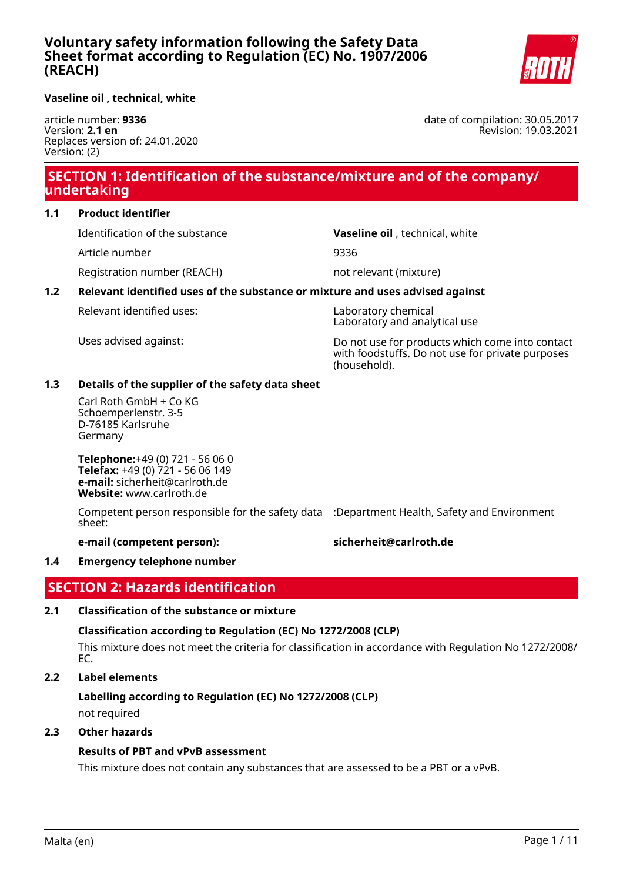# Voluntary safety information following the Safety Data Sheet format according to Regulation (EC) No. 1907/2006 (REACH)

**Vaseline oil , technical, white**

article number: **9336**
Version: **2.1 en**
Replaces version of: 24.01.2020
Version: (2)

date of compilation: 30.05.2017
Revision: 19.03.2021

## SECTION 1: Identification of the substance/mixture and of the company/undertaking

### 1.1 Product identifier

| | |
|---|---|
| Identification of the substance | **Vaseline oil** , technical, white |
| Article number | 9336 |
| Registration number (REACH) | not relevant (mixture) |

### 1.2 Relevant identified uses of the substance or mixture and uses advised against

| | |
|---|---|
| Relevant identified uses: | Laboratory chemical<br>Laboratory and analytical use |
| Uses advised against: | Do not use for products which come into contact with foodstuffs. Do not use for private purposes (household). |

### 1.3 Details of the supplier of the safety data sheet

Carl Roth GmbH + Co KG
Schoemperlenstr. 3-5
D-76185 Karlsruhe
Germany

**Telephone:**+49 (0) 721 - 56 06 0
**Telefax:** +49 (0) 721 - 56 06 149
**e-mail:** sicherheit@carlroth.de
**Website:** www.carlroth.de

Competent person responsible for the safety data sheet: :Department Health, Safety and Environment

**e-mail (competent person):** **sicherheit@carlroth.de**

### 1.4 Emergency telephone number

## SECTION 2: Hazards identification

### 2.1 Classification of the substance or mixture

**Classification according to Regulation (EC) No 1272/2008 (CLP)**

This mixture does not meet the criteria for classification in accordance with Regulation No 1272/2008/EC.

### 2.2 Label elements

**Labelling according to Regulation (EC) No 1272/2008 (CLP)**

not required

### 2.3 Other hazards

**Results of PBT and vPvB assessment**

This mixture does not contain any substances that are assessed to be a PBT or a vPvB.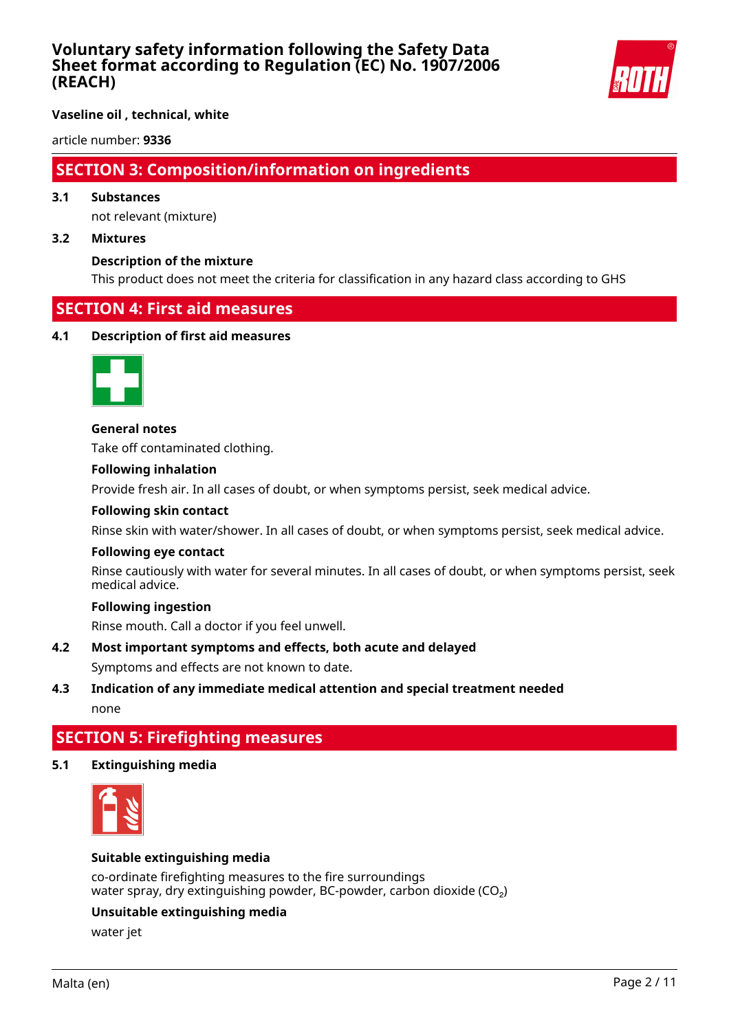## SECTION 3: Composition/information on ingredients

**3.1 Substances**

not relevant (mixture)

**3.2 Mixtures**

**Description of the mixture**

This product does not meet the criteria for classification in any hazard class according to GHS

## SECTION 4: First aid measures

**4.1 Description of first aid measures**

**General notes**

Take off contaminated clothing.

**Following inhalation**

Provide fresh air. In all cases of doubt, or when symptoms persist, seek medical advice.

**Following skin contact**

Rinse skin with water/shower. In all cases of doubt, or when symptoms persist, seek medical advice.

**Following eye contact**

Rinse cautiously with water for several minutes. In all cases of doubt, or when symptoms persist, seek medical advice.

**Following ingestion**

Rinse mouth. Call a doctor if you feel unwell.

**4.2 Most important symptoms and effects, both acute and delayed**

Symptoms and effects are not known to date.

**4.3 Indication of any immediate medical attention and special treatment needed**

none

## SECTION 5: Firefighting measures

**5.1 Extinguishing media**

**Suitable extinguishing media**

co-ordinate firefighting measures to the fire surroundings
water spray, dry extinguishing powder, BC-powder, carbon dioxide ($CO_2$)

**Unsuitable extinguishing media**

water jet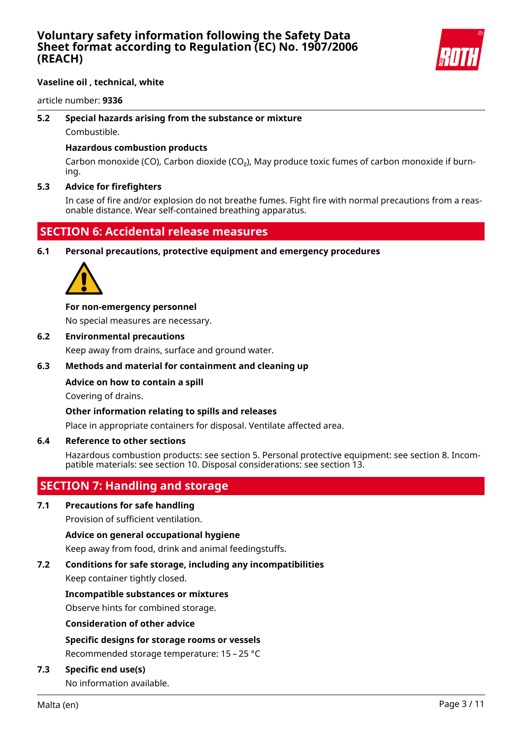**5.2 Special hazards arising from the substance or mixture**

Combustible.

**Hazardous combustion products**

Carbon monoxide (CO), Carbon dioxide ($CO_2$), May produce toxic fumes of carbon monoxide if burning.

**5.3 Advice for firefighters**

In case of fire and/or explosion do not breathe fumes. Fight fire with normal precautions from a reasonable distance. Wear self-contained breathing apparatus.

## SECTION 6: Accidental release measures

**6.1 Personal precautions, protective equipment and emergency procedures**

**For non-emergency personnel**

No special measures are necessary.

**6.2 Environmental precautions**

Keep away from drains, surface and ground water.

**6.3 Methods and material for containment and cleaning up**

**Advice on how to contain a spill**

Covering of drains.

**Other information relating to spills and releases**

Place in appropriate containers for disposal. Ventilate affected area.

**6.4 Reference to other sections**

Hazardous combustion products: see section 5. Personal protective equipment: see section 8. Incompatible materials: see section 10. Disposal considerations: see section 13.

## SECTION 7: Handling and storage

**7.1 Precautions for safe handling**

Provision of sufficient ventilation.

**Advice on general occupational hygiene**

Keep away from food, drink and animal feedingstuffs.

**7.2 Conditions for safe storage, including any incompatibilities**

Keep container tightly closed.

**Incompatible substances or mixtures**

Observe hints for combined storage.

**Consideration of other advice**

**Specific designs for storage rooms or vessels**

Recommended storage temperature: 15 – 25 °C

**7.3 Specific end use(s)**

No information available.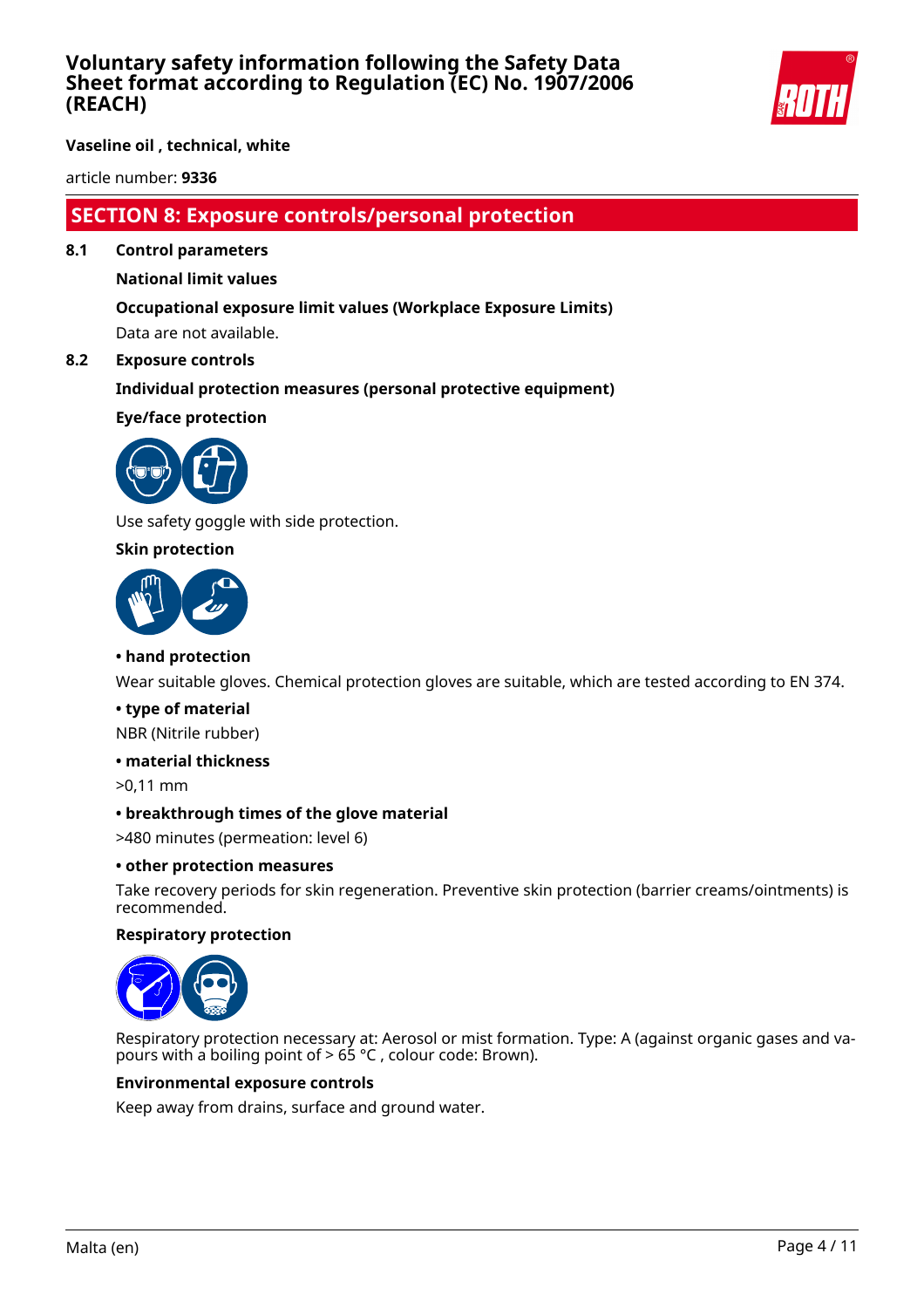## SECTION 8: Exposure controls/personal protection

### 8.1 Control parameters

**National limit values**

**Occupational exposure limit values (Workplace Exposure Limits)**

Data are not available.

### 8.2 Exposure controls

**Individual protection measures (personal protective equipment)**

**Eye/face protection**

Use safety goggle with side protection.

**Skin protection**

**• hand protection**

Wear suitable gloves. Chemical protection gloves are suitable, which are tested according to EN 374.

**• type of material**

NBR (Nitrile rubber)

**• material thickness**

>0,11 mm

**• breakthrough times of the glove material**

>480 minutes (permeation: level 6)

**• other protection measures**

Take recovery periods for skin regeneration. Preventive skin protection (barrier creams/ointments) is recommended.

**Respiratory protection**

Respiratory protection necessary at: Aerosol or mist formation. Type: A (against organic gases and vapours with a boiling point of > 65 °C , colour code: Brown).

**Environmental exposure controls**

Keep away from drains, surface and ground water.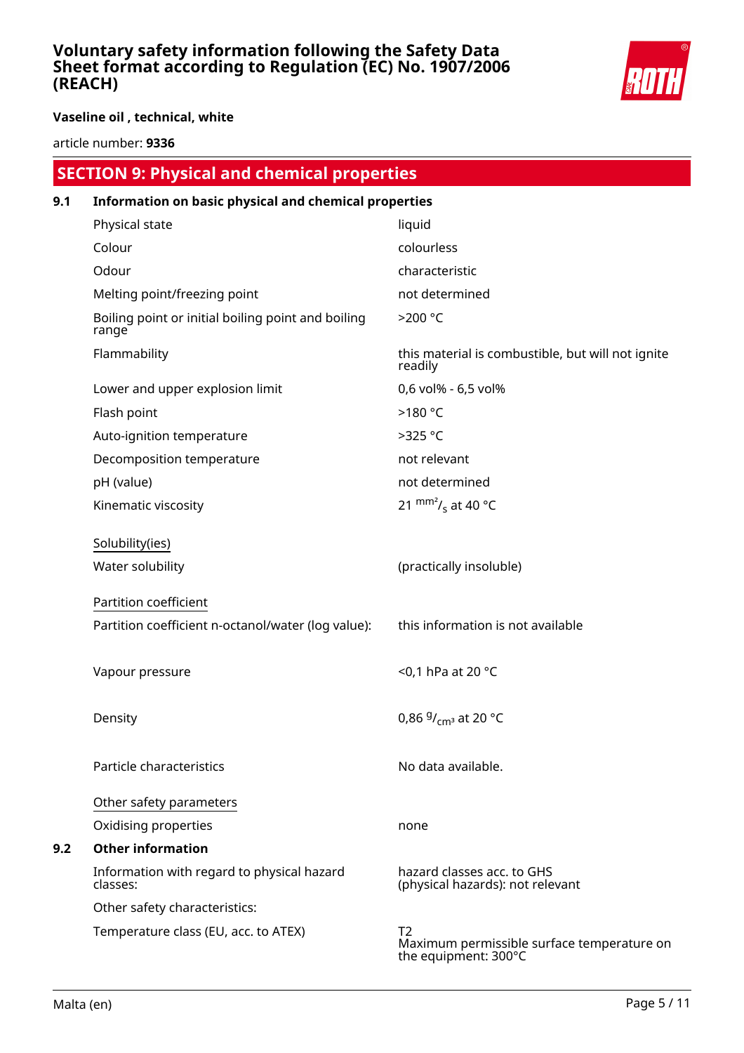## SECTION 9: Physical and chemical properties

### 9.1 Information on basic physical and chemical properties

| | |
|---|---|
| Physical state | liquid |
| Colour | colourless |
| Odour | characteristic |
| Melting point/freezing point | not determined |
| Boiling point or initial boiling point and boiling range | >200 °C |
| Flammability | this material is combustible, but will not ignite readily |
| Lower and upper explosion limit | 0,6 vol% - 6,5 vol% |
| Flash point | >180 °C |
| Auto-ignition temperature | >325 °C |
| Decomposition temperature | not relevant |
| pH (value) | not determined |
| Kinematic viscosity | 21 $^{mm^2}/_{s}$ at 40 °C |

Solubility(ies)

| | |
|---|---|
| Water solubility | (practically insoluble) |

Partition coefficient

| | |
|---|---|
| Partition coefficient n-octanol/water (log value): | this information is not available |
| Vapour pressure | <0,1 hPa at 20 °C |
| Density | 0,86 $^{g}/_{cm^3}$ at 20 °C |
| Particle characteristics | No data available. |

Other safety parameters

| | |
|---|---|
| Oxidising properties | none |

### 9.2 Other information

| | |
|---|---|
| Information with regard to physical hazard classes: | hazard classes acc. to GHS (physical hazards): not relevant |
| Other safety characteristics: | |
| Temperature class (EU, acc. to ATEX) | T2<br>Maximum permissible surface temperature on the equipment: 300°C |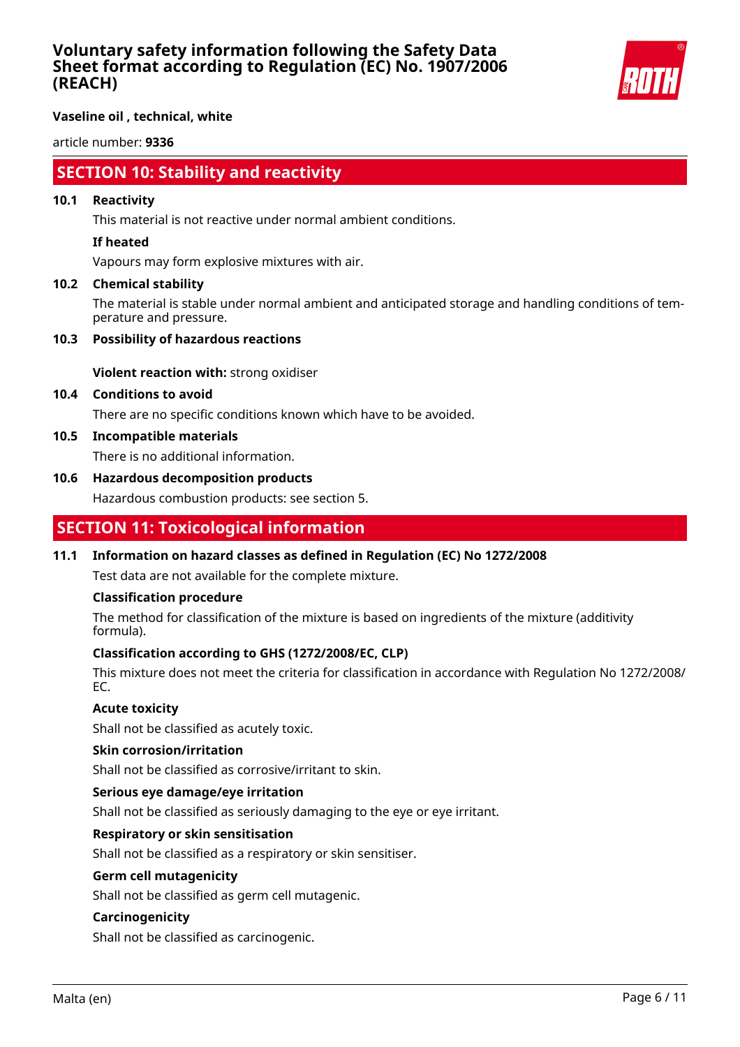## SECTION 10: Stability and reactivity

### 10.1 Reactivity

This material is not reactive under normal ambient conditions.

**If heated**

Vapours may form explosive mixtures with air.

### 10.2 Chemical stability

The material is stable under normal ambient and anticipated storage and handling conditions of temperature and pressure.

### 10.3 Possibility of hazardous reactions

**Violent reaction with:** strong oxidiser

### 10.4 Conditions to avoid

There are no specific conditions known which have to be avoided.

### 10.5 Incompatible materials

There is no additional information.

### 10.6 Hazardous decomposition products

Hazardous combustion products: see section 5.

## SECTION 11: Toxicological information

### 11.1 Information on hazard classes as defined in Regulation (EC) No 1272/2008

Test data are not available for the complete mixture.

**Classification procedure**

The method for classification of the mixture is based on ingredients of the mixture (additivity formula).

**Classification according to GHS (1272/2008/EC, CLP)**

This mixture does not meet the criteria for classification in accordance with Regulation No 1272/2008/EC.

**Acute toxicity**

Shall not be classified as acutely toxic.

**Skin corrosion/irritation**

Shall not be classified as corrosive/irritant to skin.

**Serious eye damage/eye irritation**

Shall not be classified as seriously damaging to the eye or eye irritant.

**Respiratory or skin sensitisation**

Shall not be classified as a respiratory or skin sensitiser.

**Germ cell mutagenicity**

Shall not be classified as germ cell mutagenic.

**Carcinogenicity**

Shall not be classified as carcinogenic.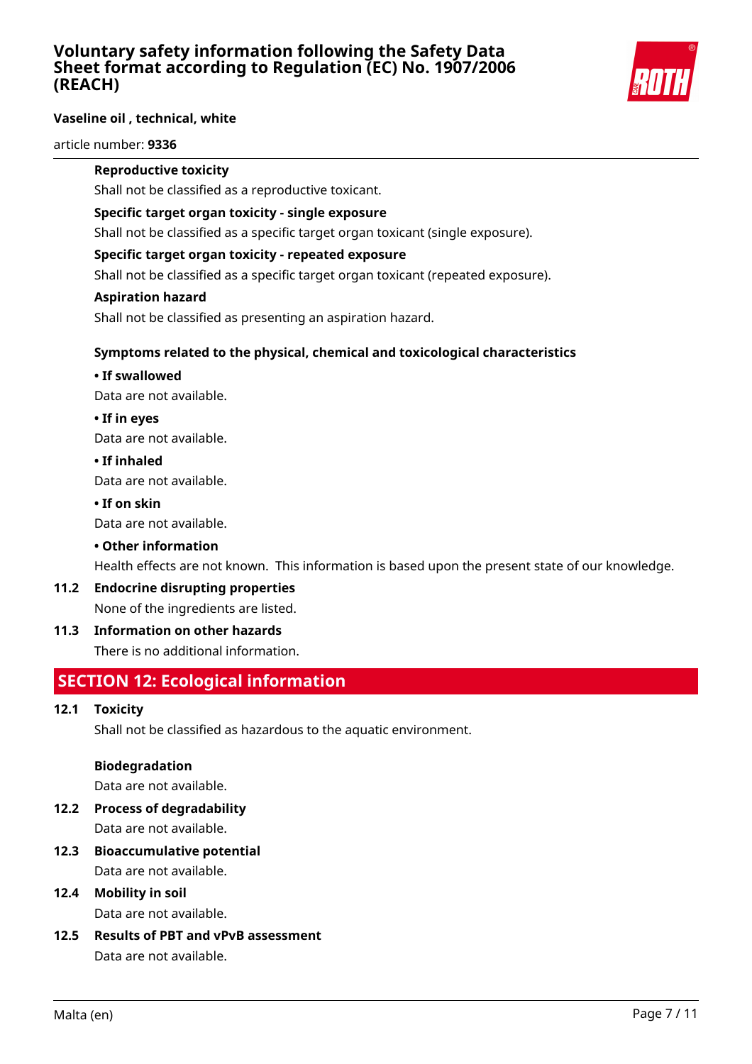**Reproductive toxicity**

Shall not be classified as a reproductive toxicant.

**Specific target organ toxicity - single exposure**

Shall not be classified as a specific target organ toxicant (single exposure).

**Specific target organ toxicity - repeated exposure**

Shall not be classified as a specific target organ toxicant (repeated exposure).

**Aspiration hazard**

Shall not be classified as presenting an aspiration hazard.

**Symptoms related to the physical, chemical and toxicological characteristics**

**• If swallowed**

Data are not available.

**• If in eyes**

Data are not available.

**• If inhaled**

Data are not available.

**• If on skin**

Data are not available.

**• Other information**

Health effects are not known. This information is based upon the present state of our knowledge.

### 11.2 Endocrine disrupting properties

None of the ingredients are listed.

### 11.3 Information on other hazards

There is no additional information.

## SECTION 12: Ecological information

### 12.1 Toxicity

Shall not be classified as hazardous to the aquatic environment.

**Biodegradation**

Data are not available.

### 12.2 Process of degradability

Data are not available.

### 12.3 Bioaccumulative potential

Data are not available.

### 12.4 Mobility in soil

Data are not available.

### 12.5 Results of PBT and vPvB assessment

Data are not available.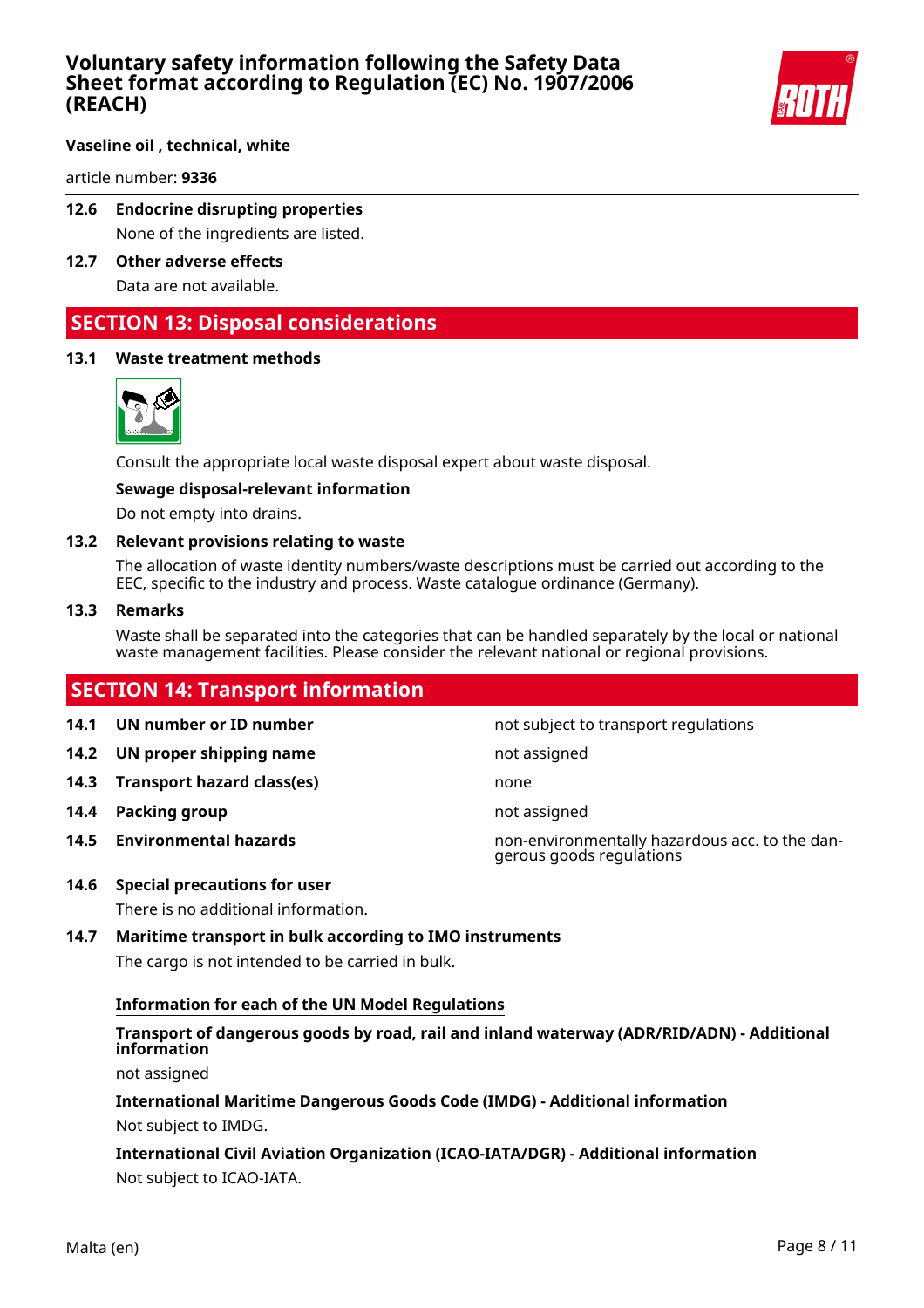### 12.6 Endocrine disrupting properties

None of the ingredients are listed.

### 12.7 Other adverse effects

Data are not available.

## SECTION 13: Disposal considerations

### 13.1 Waste treatment methods

Consult the appropriate local waste disposal expert about waste disposal.

**Sewage disposal-relevant information**

Do not empty into drains.

### 13.2 Relevant provisions relating to waste

The allocation of waste identity numbers/waste descriptions must be carried out according to the EEC, specific to the industry and process. Waste catalogue ordinance (Germany).

### 13.3 Remarks

Waste shall be separated into the categories that can be handled separately by the local or national waste management facilities. Please consider the relevant national or regional provisions.

## SECTION 14: Transport information

| | | |
|---|---|---|
| **14.1** | **UN number or ID number** | not subject to transport regulations |
| **14.2** | **UN proper shipping name** | not assigned |
| **14.3** | **Transport hazard class(es)** | none |
| **14.4** | **Packing group** | not assigned |
| **14.5** | **Environmental hazards** | non-environmentally hazardous acc. to the dangerous goods regulations |

### 14.6 Special precautions for user

There is no additional information.

### 14.7 Maritime transport in bulk according to IMO instruments

The cargo is not intended to be carried in bulk.

**Information for each of the UN Model Regulations**

**Transport of dangerous goods by road, rail and inland waterway (ADR/RID/ADN) - Additional information**

not assigned

**International Maritime Dangerous Goods Code (IMDG) - Additional information**

Not subject to IMDG.

**International Civil Aviation Organization (ICAO-IATA/DGR) - Additional information**

Not subject to ICAO-IATA.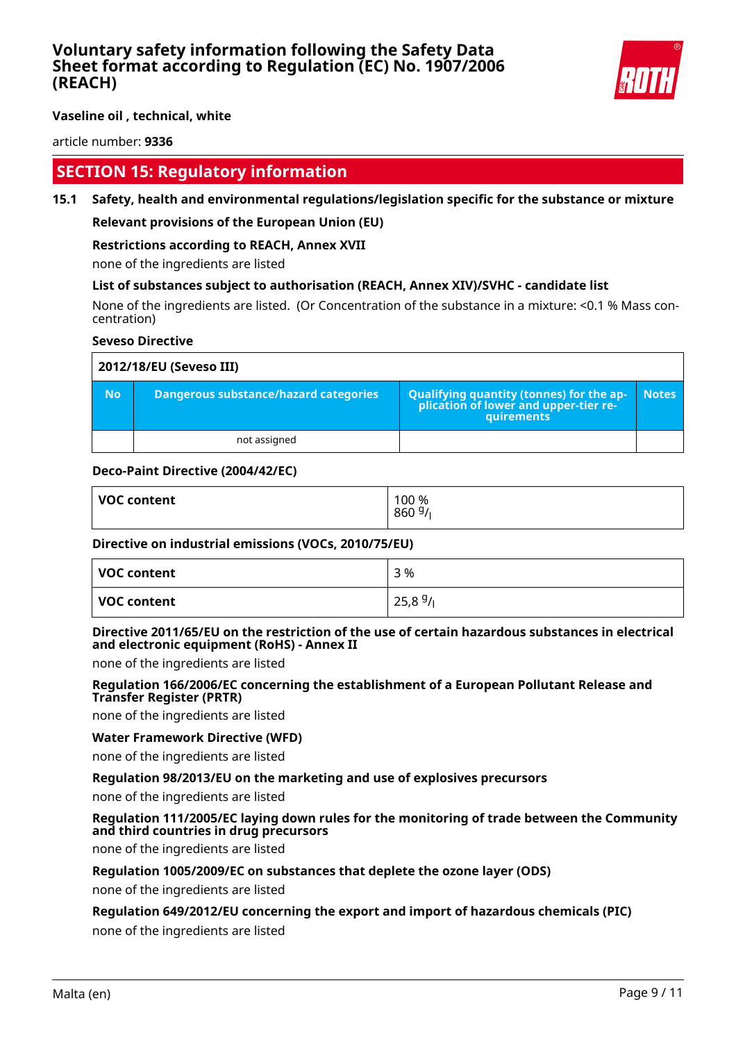## SECTION 15: Regulatory information

### 15.1 Safety, health and environmental regulations/legislation specific for the substance or mixture

**Relevant provisions of the European Union (EU)**

**Restrictions according to REACH, Annex XVII**

none of the ingredients are listed

**List of substances subject to authorisation (REACH, Annex XIV)/SVHC - candidate list**

None of the ingredients are listed. (Or Concentration of the substance in a mixture: <0.1 % Mass concentration)

**Seveso Directive**

| 2012/18/EU (Seveso III) | | | |
|---|---|---|---|
| **No** | **Dangerous substance/hazard categories** | **Qualifying quantity (tonnes) for the application of lower and upper-tier requirements** | **Notes** |
| | not assigned | | |

**Deco-Paint Directive (2004/42/EC)**

| VOC content | 100 %<br>860 $^{g}/_{l}$ |
|---|---|

**Directive on industrial emissions (VOCs, 2010/75/EU)**

| VOC content | 3 % |
|---|---|
| VOC content | 25,8 $^{g}/_{l}$ |

**Directive 2011/65/EU on the restriction of the use of certain hazardous substances in electrical and electronic equipment (RoHS) - Annex II**

none of the ingredients are listed

**Regulation 166/2006/EC concerning the establishment of a European Pollutant Release and Transfer Register (PRTR)**

none of the ingredients are listed

**Water Framework Directive (WFD)**

none of the ingredients are listed

**Regulation 98/2013/EU on the marketing and use of explosives precursors**

none of the ingredients are listed

**Regulation 111/2005/EC laying down rules for the monitoring of trade between the Community and third countries in drug precursors**

none of the ingredients are listed

**Regulation 1005/2009/EC on substances that deplete the ozone layer (ODS)**

none of the ingredients are listed

**Regulation 649/2012/EU concerning the export and import of hazardous chemicals (PIC)**

none of the ingredients are listed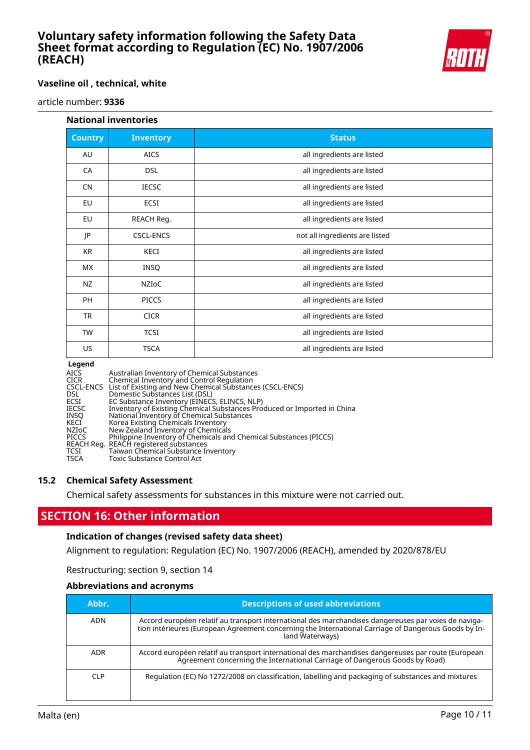**National inventories**

| Country | Inventory | Status |
|---|---|---|
| AU | AICS | all ingredients are listed |
| CA | DSL | all ingredients are listed |
| CN | IECSC | all ingredients are listed |
| EU | ECSI | all ingredients are listed |
| EU | REACH Reg. | all ingredients are listed |
| JP | CSCL-ENCS | not all ingredients are listed |
| KR | KECI | all ingredients are listed |
| MX | INSQ | all ingredients are listed |
| NZ | NZIoC | all ingredients are listed |
| PH | PICCS | all ingredients are listed |
| TR | CICR | all ingredients are listed |
| TW | TCSI | all ingredients are listed |
| US | TSCA | all ingredients are listed |

**Legend**

AICS Australian Inventory of Chemical Substances
CICR Chemical Inventory and Control Regulation
CSCL-ENCS List of Existing and New Chemical Substances (CSCL-ENCS)
DSL Domestic Substances List (DSL)
ECSI EC Substance Inventory (EINECS, ELINCS, NLP)
IECSC Inventory of Existing Chemical Substances Produced or Imported in China
INSQ National Inventory of Chemical Substances
KECI Korea Existing Chemicals Inventory
NZIoC New Zealand Inventory of Chemicals
PICCS Philippine Inventory of Chemicals and Chemical Substances (PICCS)
REACH Reg. REACH registered substances
TCSI Taiwan Chemical Substance Inventory
TSCA Toxic Substance Control Act

### 15.2 Chemical Safety Assessment

Chemical safety assessments for substances in this mixture were not carried out.

## SECTION 16: Other information

**Indication of changes (revised safety data sheet)**

Alignment to regulation: Regulation (EC) No. 1907/2006 (REACH), amended by 2020/878/EU

Restructuring: section 9, section 14

**Abbreviations and acronyms**

| Abbr. | Descriptions of used abbreviations |
|---|---|
| ADN | Accord européen relatif au transport international des marchandises dangereuses par voies de navigation intérieures (European Agreement concerning the International Carriage of Dangerous Goods by Inland Waterways) |
| ADR | Accord européen relatif au transport international des marchandises dangereuses par route (European Agreement concerning the International Carriage of Dangerous Goods by Road) |
| CLP | Regulation (EC) No 1272/2008 on classification, labelling and packaging of substances and mixtures |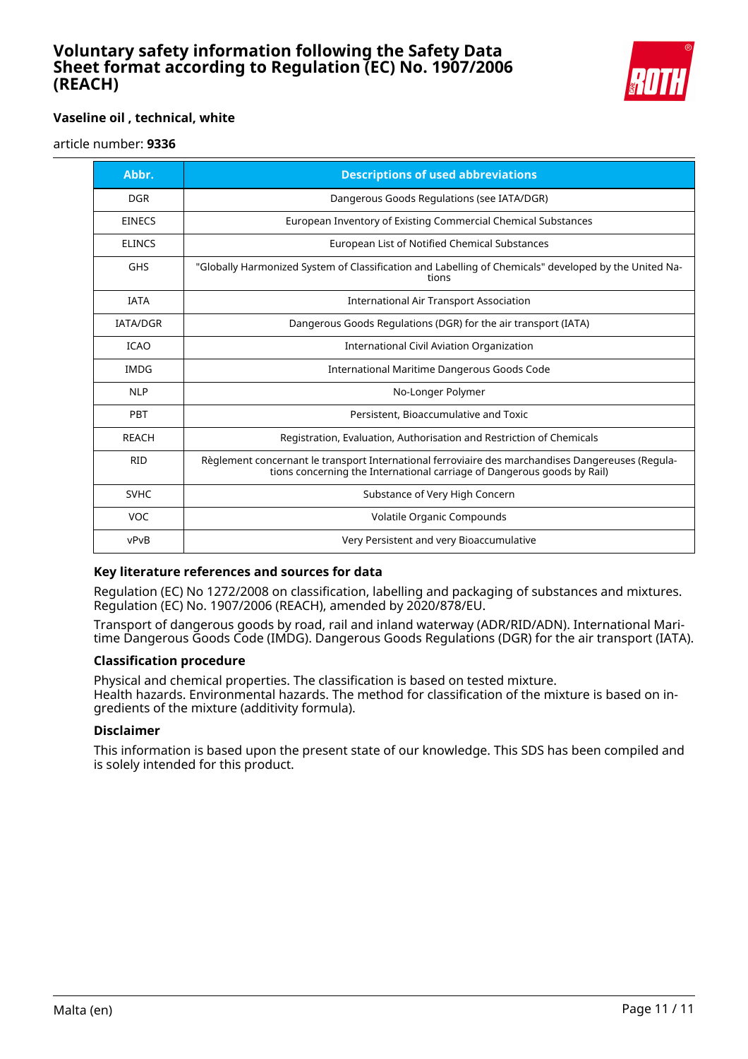| Abbr. | Descriptions of used abbreviations |
|---|---|
| DGR | Dangerous Goods Regulations (see IATA/DGR) |
| EINECS | European Inventory of Existing Commercial Chemical Substances |
| ELINCS | European List of Notified Chemical Substances |
| GHS | "Globally Harmonized System of Classification and Labelling of Chemicals" developed by the United Nations |
| IATA | International Air Transport Association |
| IATA/DGR | Dangerous Goods Regulations (DGR) for the air transport (IATA) |
| ICAO | International Civil Aviation Organization |
| IMDG | International Maritime Dangerous Goods Code |
| NLP | No-Longer Polymer |
| PBT | Persistent, Bioaccumulative and Toxic |
| REACH | Registration, Evaluation, Authorisation and Restriction of Chemicals |
| RID | Règlement concernant le transport International ferroviaire des marchandises Dangereuses (Regulations concerning the International carriage of Dangerous goods by Rail) |
| SVHC | Substance of Very High Concern |
| VOC | Volatile Organic Compounds |
| vPvB | Very Persistent and very Bioaccumulative |

### Key literature references and sources for data

Regulation (EC) No 1272/2008 on classification, labelling and packaging of substances and mixtures. Regulation (EC) No. 1907/2006 (REACH), amended by 2020/878/EU.

Transport of dangerous goods by road, rail and inland waterway (ADR/RID/ADN). International Maritime Dangerous Goods Code (IMDG). Dangerous Goods Regulations (DGR) for the air transport (IATA).

### Classification procedure

Physical and chemical properties. The classification is based on tested mixture.
Health hazards. Environmental hazards. The method for classification of the mixture is based on ingredients of the mixture (additivity formula).

### Disclaimer

This information is based upon the present state of our knowledge. This SDS has been compiled and is solely intended for this product.